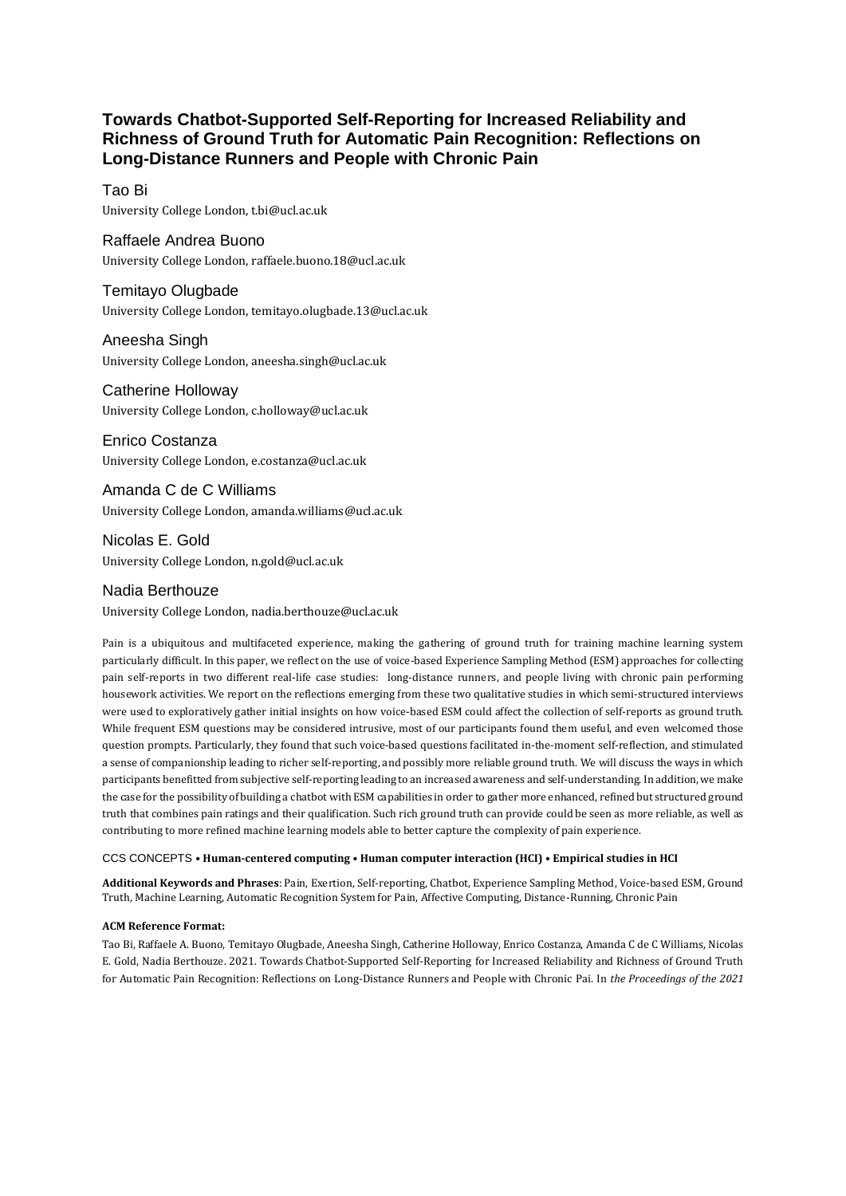# Towards Chatbot-Supported Self-Reporting for Increased Reliability and Richness of Ground Truth for Automatic Pain Recognition: Reflections on Long-Distance Runners and People with Chronic Pain

Tao Bi
University College London, t.bi@ucl.ac.uk

Raffaele Andrea Buono
University College London, raffaele.buono.18@ucl.ac.uk

Temitayo Olugbade
University College London, temitayo.olugbade.13@ucl.ac.uk

Aneesha Singh
University College London, aneesha.singh@ucl.ac.uk

Catherine Holloway
University College London, c.holloway@ucl.ac.uk

Enrico Costanza
University College London, e.costanza@ucl.ac.uk

Amanda C de C Williams
University College London, amanda.williams@ucl.ac.uk

Nicolas E. Gold
University College London, n.gold@ucl.ac.uk

Nadia Berthouze
University College London, nadia.berthouze@ucl.ac.uk

Pain is a ubiquitous and multifaceted experience, making the gathering of ground truth for training machine learning system particularly difficult. In this paper, we reflect on the use of voice-based Experience Sampling Method (ESM) approaches for collecting pain self-reports in two different real-life case studies: long-distance runners, and people living with chronic pain performing housework activities. We report on the reflections emerging from these two qualitative studies in which semi-structured interviews were used to exploratively gather initial insights on how voice-based ESM could affect the collection of self-reports as ground truth. While frequent ESM questions may be considered intrusive, most of our participants found them useful, and even welcomed those question prompts. Particularly, they found that such voice-based questions facilitated in-the-moment self-reflection, and stimulated a sense of companionship leading to richer self-reporting, and possibly more reliable ground truth. We will discuss the ways in which participants benefitted from subjective self-reporting leading to an increased awareness and self-understanding. In addition, we make the case for the possibility of building a chatbot with ESM capabilities in order to gather more enhanced, refined but structured ground truth that combines pain ratings and their qualification. Such rich ground truth can provide could be seen as more reliable, as well as contributing to more refined machine learning models able to better capture the complexity of pain experience.

CCS CONCEPTS • **Human-centered computing • Human computer interaction (HCI) • Empirical studies in HCI**

**Additional Keywords and Phrases**: Pain, Exertion, Self-reporting, Chatbot, Experience Sampling Method, Voice-based ESM, Ground Truth, Machine Learning, Automatic Recognition System for Pain, Affective Computing, Distance-Running, Chronic Pain

**ACM Reference Format:**

Tao Bi, Raffaele A. Buono, Temitayo Olugbade, Aneesha Singh, Catherine Holloway, Enrico Costanza, Amanda C de C Williams, Nicolas E. Gold, Nadia Berthouze. 2021. Towards Chatbot-Supported Self-Reporting for Increased Reliability and Richness of Ground Truth for Automatic Pain Recognition: Reflections on Long-Distance Runners and People with Chronic Pai. In *the Proceedings of the 2021*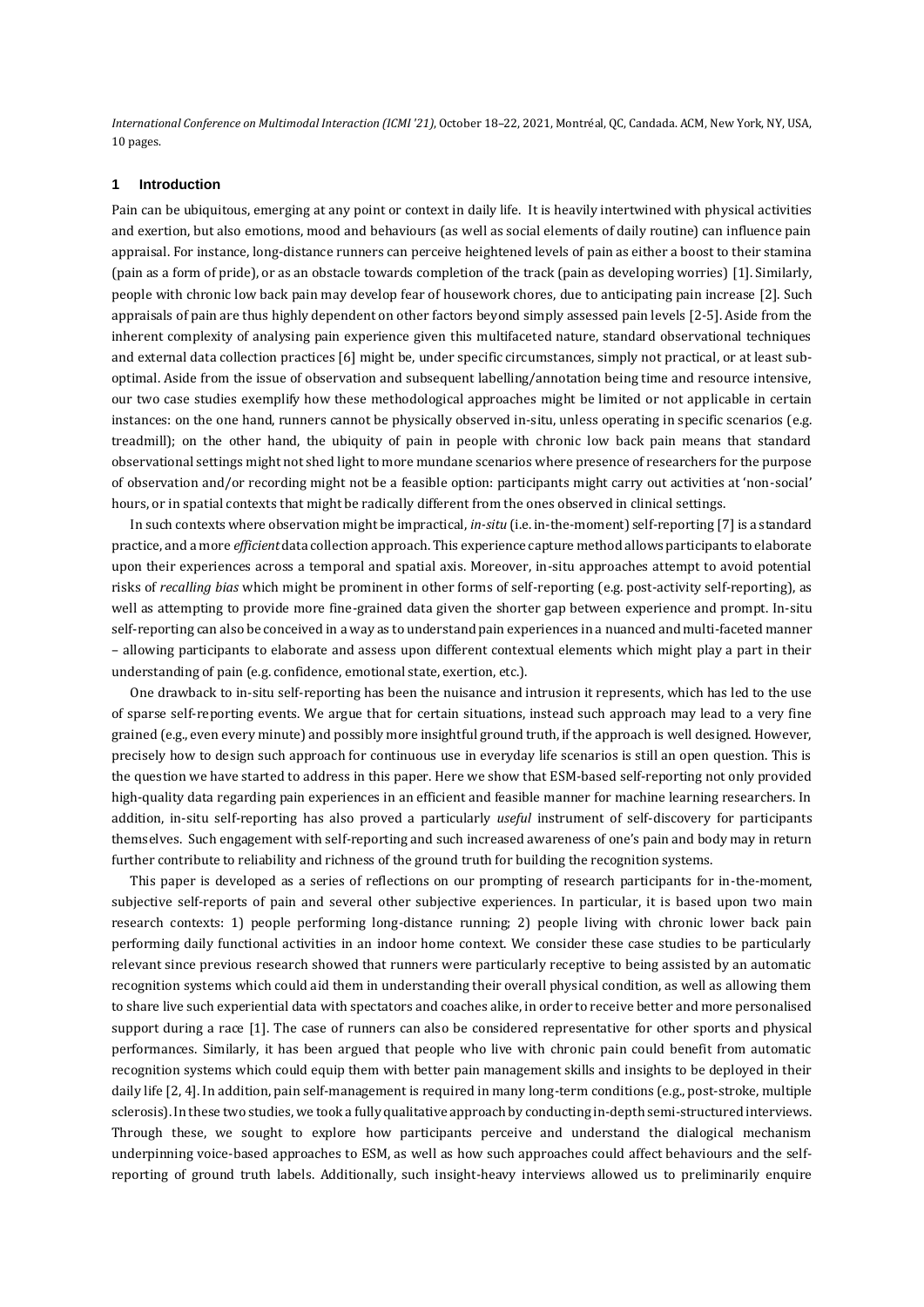*International Conference on Multimodal Interaction (ICMI '21)*, October 18–22, 2021, Montréal, QC, Candada. ACM, New York, NY, USA, 10 pages.

## 1 Introduction

Pain can be ubiquitous, emerging at any point or context in daily life. It is heavily intertwined with physical activities and exertion, but also emotions, mood and behaviours (as well as social elements of daily routine) can influence pain appraisal. For instance, long-distance runners can perceive heightened levels of pain as either a boost to their stamina (pain as a form of pride), or as an obstacle towards completion of the track (pain as developing worries) [1]. Similarly, people with chronic low back pain may develop fear of housework chores, due to anticipating pain increase [2]. Such appraisals of pain are thus highly dependent on other factors beyond simply assessed pain levels [2-5]. Aside from the inherent complexity of analysing pain experience given this multifaceted nature, standard observational techniques and external data collection practices [6] might be, under specific circumstances, simply not practical, or at least sub-optimal. Aside from the issue of observation and subsequent labelling/annotation being time and resource intensive, our two case studies exemplify how these methodological approaches might be limited or not applicable in certain instances: on the one hand, runners cannot be physically observed in-situ, unless operating in specific scenarios (e.g. treadmill); on the other hand, the ubiquity of pain in people with chronic low back pain means that standard observational settings might not shed light to more mundane scenarios where presence of researchers for the purpose of observation and/or recording might not be a feasible option: participants might carry out activities at 'non-social' hours, or in spatial contexts that might be radically different from the ones observed in clinical settings.

In such contexts where observation might be impractical, *in-situ* (i.e. in-the-moment) self-reporting [7] is a standard practice, and a more *efficient* data collection approach. This experience capture method allows participants to elaborate upon their experiences across a temporal and spatial axis. Moreover, in-situ approaches attempt to avoid potential risks of *recalling bias* which might be prominent in other forms of self-reporting (e.g. post-activity self-reporting), as well as attempting to provide more fine-grained data given the shorter gap between experience and prompt. In-situ self-reporting can also be conceived in a way as to understand pain experiences in a nuanced and multi-faceted manner – allowing participants to elaborate and assess upon different contextual elements which might play a part in their understanding of pain (e.g. confidence, emotional state, exertion, etc.).

One drawback to in-situ self-reporting has been the nuisance and intrusion it represents, which has led to the use of sparse self-reporting events. We argue that for certain situations, instead such approach may lead to a very fine grained (e.g., even every minute) and possibly more insightful ground truth, if the approach is well designed. However, precisely how to design such approach for continuous use in everyday life scenarios is still an open question. This is the question we have started to address in this paper. Here we show that ESM-based self-reporting not only provided high-quality data regarding pain experiences in an efficient and feasible manner for machine learning researchers. In addition, in-situ self-reporting has also proved a particularly *useful* instrument of self-discovery for participants themselves. Such engagement with self-reporting and such increased awareness of one's pain and body may in return further contribute to reliability and richness of the ground truth for building the recognition systems.

This paper is developed as a series of reflections on our prompting of research participants for in-the-moment, subjective self-reports of pain and several other subjective experiences. In particular, it is based upon two main research contexts: 1) people performing long-distance running; 2) people living with chronic lower back pain performing daily functional activities in an indoor home context. We consider these case studies to be particularly relevant since previous research showed that runners were particularly receptive to being assisted by an automatic recognition systems which could aid them in understanding their overall physical condition, as well as allowing them to share live such experiential data with spectators and coaches alike, in order to receive better and more personalised support during a race [1]. The case of runners can also be considered representative for other sports and physical performances. Similarly, it has been argued that people who live with chronic pain could benefit from automatic recognition systems which could equip them with better pain management skills and insights to be deployed in their daily life [2, 4]. In addition, pain self-management is required in many long-term conditions (e.g., post-stroke, multiple sclerosis). In these two studies, we took a fully qualitative approach by conducting in-depth semi-structured interviews. Through these, we sought to explore how participants perceive and understand the dialogical mechanism underpinning voice-based approaches to ESM, as well as how such approaches could affect behaviours and the self-reporting of ground truth labels. Additionally, such insight-heavy interviews allowed us to preliminarily enquire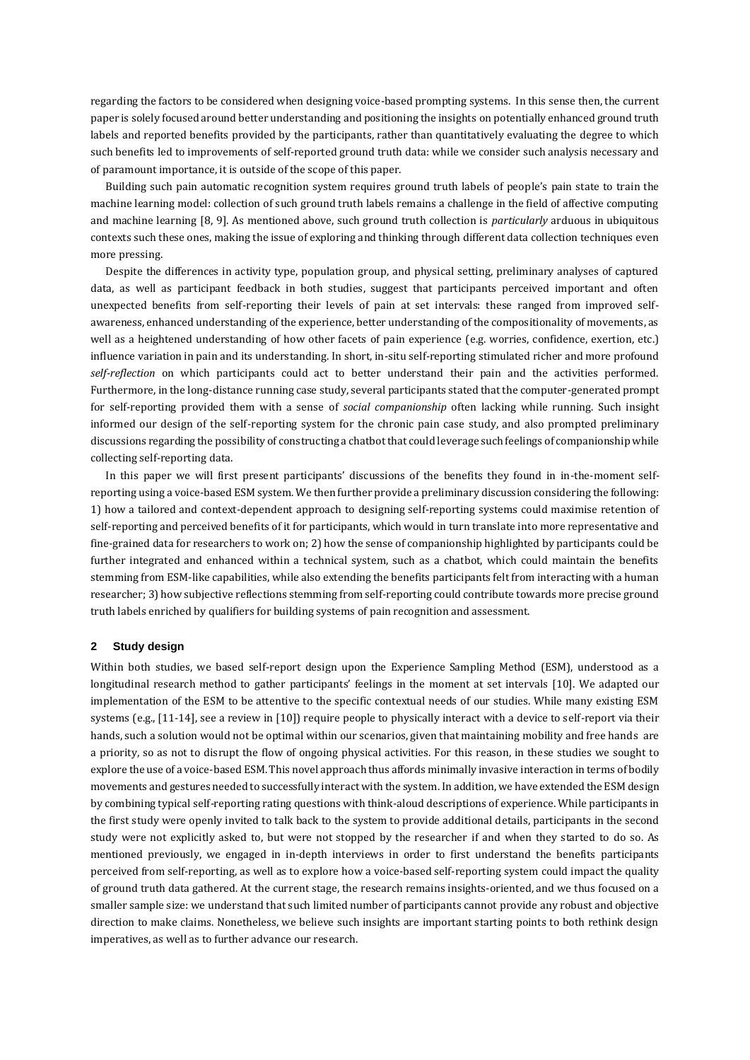regarding the factors to be considered when designing voice-based prompting systems. In this sense then, the current paper is solely focused around better understanding and positioning the insights on potentially enhanced ground truth labels and reported benefits provided by the participants, rather than quantitatively evaluating the degree to which such benefits led to improvements of self-reported ground truth data: while we consider such analysis necessary and of paramount importance, it is outside of the scope of this paper.

Building such pain automatic recognition system requires ground truth labels of people's pain state to train the machine learning model: collection of such ground truth labels remains a challenge in the field of affective computing and machine learning [8, 9]. As mentioned above, such ground truth collection is *particularly* arduous in ubiquitous contexts such these ones, making the issue of exploring and thinking through different data collection techniques even more pressing.

Despite the differences in activity type, population group, and physical setting, preliminary analyses of captured data, as well as participant feedback in both studies, suggest that participants perceived important and often unexpected benefits from self-reporting their levels of pain at set intervals: these ranged from improved self-awareness, enhanced understanding of the experience, better understanding of the compositionality of movements, as well as a heightened understanding of how other facets of pain experience (e.g. worries, confidence, exertion, etc.) influence variation in pain and its understanding. In short, in-situ self-reporting stimulated richer and more profound *self-reflection* on which participants could act to better understand their pain and the activities performed. Furthermore, in the long-distance running case study, several participants stated that the computer-generated prompt for self-reporting provided them with a sense of *social companionship* often lacking while running. Such insight informed our design of the self-reporting system for the chronic pain case study, and also prompted preliminary discussions regarding the possibility of constructing a chatbot that could leverage such feelings of companionship while collecting self-reporting data.

In this paper we will first present participants' discussions of the benefits they found in in-the-moment self-reporting using a voice-based ESM system. We then further provide a preliminary discussion considering the following: 1) how a tailored and context-dependent approach to designing self-reporting systems could maximise retention of self-reporting and perceived benefits of it for participants, which would in turn translate into more representative and fine-grained data for researchers to work on; 2) how the sense of companionship highlighted by participants could be further integrated and enhanced within a technical system, such as a chatbot, which could maintain the benefits stemming from ESM-like capabilities, while also extending the benefits participants felt from interacting with a human researcher; 3) how subjective reflections stemming from self-reporting could contribute towards more precise ground truth labels enriched by qualifiers for building systems of pain recognition and assessment.

## 2 Study design

Within both studies, we based self-report design upon the Experience Sampling Method (ESM), understood as a longitudinal research method to gather participants' feelings in the moment at set intervals [10]. We adapted our implementation of the ESM to be attentive to the specific contextual needs of our studies. While many existing ESM systems (e.g., [11-14], see a review in [10]) require people to physically interact with a device to self-report via their hands, such a solution would not be optimal within our scenarios, given that maintaining mobility and free hands are a priority, so as not to disrupt the flow of ongoing physical activities. For this reason, in these studies we sought to explore the use of a voice-based ESM. This novel approach thus affords minimally invasive interaction in terms of bodily movements and gestures needed to successfully interact with the system. In addition, we have extended the ESM design by combining typical self-reporting rating questions with think-aloud descriptions of experience. While participants in the first study were openly invited to talk back to the system to provide additional details, participants in the second study were not explicitly asked to, but were not stopped by the researcher if and when they started to do so. As mentioned previously, we engaged in in-depth interviews in order to first understand the benefits participants perceived from self-reporting, as well as to explore how a voice-based self-reporting system could impact the quality of ground truth data gathered. At the current stage, the research remains insights-oriented, and we thus focused on a smaller sample size: we understand that such limited number of participants cannot provide any robust and objective direction to make claims. Nonetheless, we believe such insights are important starting points to both rethink design imperatives, as well as to further advance our research.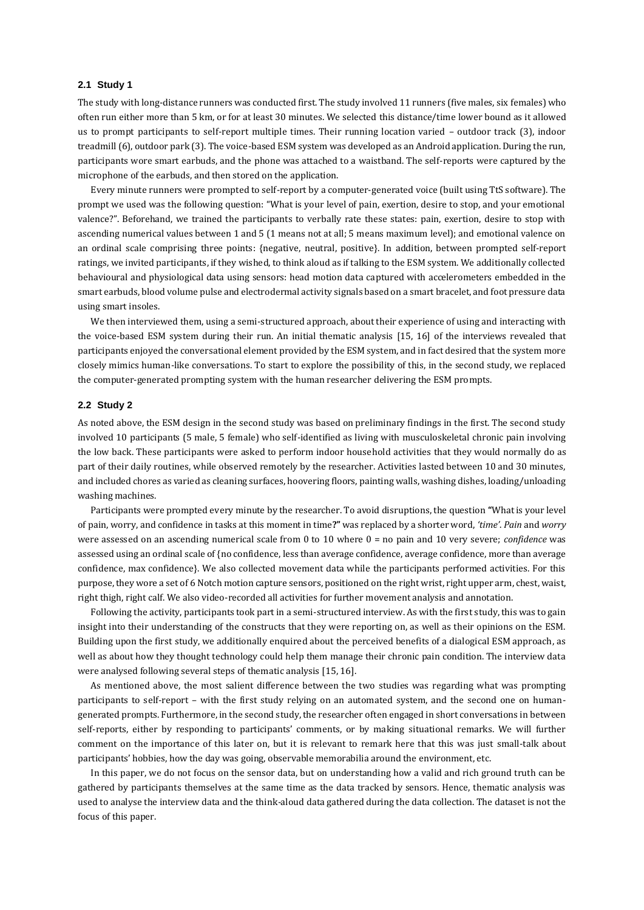### 2.1 Study 1

The study with long-distance runners was conducted first. The study involved 11 runners (five males, six females) who often run either more than 5 km, or for at least 30 minutes. We selected this distance/time lower bound as it allowed us to prompt participants to self-report multiple times. Their running location varied – outdoor track (3), indoor treadmill (6), outdoor park (3). The voice-based ESM system was developed as an Android application. During the run, participants wore smart earbuds, and the phone was attached to a waistband. The self-reports were captured by the microphone of the earbuds, and then stored on the application.

Every minute runners were prompted to self-report by a computer-generated voice (built using TtS software). The prompt we used was the following question: "What is your level of pain, exertion, desire to stop, and your emotional valence?". Beforehand, we trained the participants to verbally rate these states: pain, exertion, desire to stop with ascending numerical values between 1 and 5 (1 means not at all; 5 means maximum level); and emotional valence on an ordinal scale comprising three points: {negative, neutral, positive}. In addition, between prompted self-report ratings, we invited participants, if they wished, to think aloud as if talking to the ESM system. We additionally collected behavioural and physiological data using sensors: head motion data captured with accelerometers embedded in the smart earbuds, blood volume pulse and electrodermal activity signals based on a smart bracelet, and foot pressure data using smart insoles.

We then interviewed them, using a semi-structured approach, about their experience of using and interacting with the voice-based ESM system during their run. An initial thematic analysis [15, 16] of the interviews revealed that participants enjoyed the conversational element provided by the ESM system, and in fact desired that the system more closely mimics human-like conversations. To start to explore the possibility of this, in the second study, we replaced the computer-generated prompting system with the human researcher delivering the ESM prompts.

### 2.2 Study 2

As noted above, the ESM design in the second study was based on preliminary findings in the first. The second study involved 10 participants (5 male, 5 female) who self-identified as living with musculoskeletal chronic pain involving the low back. These participants were asked to perform indoor household activities that they would normally do as part of their daily routines, while observed remotely by the researcher. Activities lasted between 10 and 30 minutes, and included chores as varied as cleaning surfaces, hoovering floors, painting walls, washing dishes, loading/unloading washing machines.

Participants were prompted every minute by the researcher. To avoid disruptions, the question **"**What is your level of pain, worry, and confidence in tasks at this moment in time**?"** was replaced by a shorter word, *'time'*. *Pain* and *worry* were assessed on an ascending numerical scale from 0 to 10 where 0 = no pain and 10 very severe; *confidence* was assessed using an ordinal scale of {no confidence, less than average confidence, average confidence, more than average confidence, max confidence}. We also collected movement data while the participants performed activities. For this purpose, they wore a set of 6 Notch motion capture sensors, positioned on the right wrist, right upper arm, chest, waist, right thigh, right calf. We also video-recorded all activities for further movement analysis and annotation.

Following the activity, participants took part in a semi-structured interview. As with the first study, this was to gain insight into their understanding of the constructs that they were reporting on, as well as their opinions on the ESM. Building upon the first study, we additionally enquired about the perceived benefits of a dialogical ESM approach, as well as about how they thought technology could help them manage their chronic pain condition. The interview data were analysed following several steps of thematic analysis [15, 16].

As mentioned above, the most salient difference between the two studies was regarding what was prompting participants to self-report – with the first study relying on an automated system, and the second one on human-generated prompts. Furthermore, in the second study, the researcher often engaged in short conversations in between self-reports, either by responding to participants' comments, or by making situational remarks. We will further comment on the importance of this later on, but it is relevant to remark here that this was just small-talk about participants' hobbies, how the day was going, observable memorabilia around the environment, etc.

In this paper, we do not focus on the sensor data, but on understanding how a valid and rich ground truth can be gathered by participants themselves at the same time as the data tracked by sensors. Hence, thematic analysis was used to analyse the interview data and the think-aloud data gathered during the data collection. The dataset is not the focus of this paper.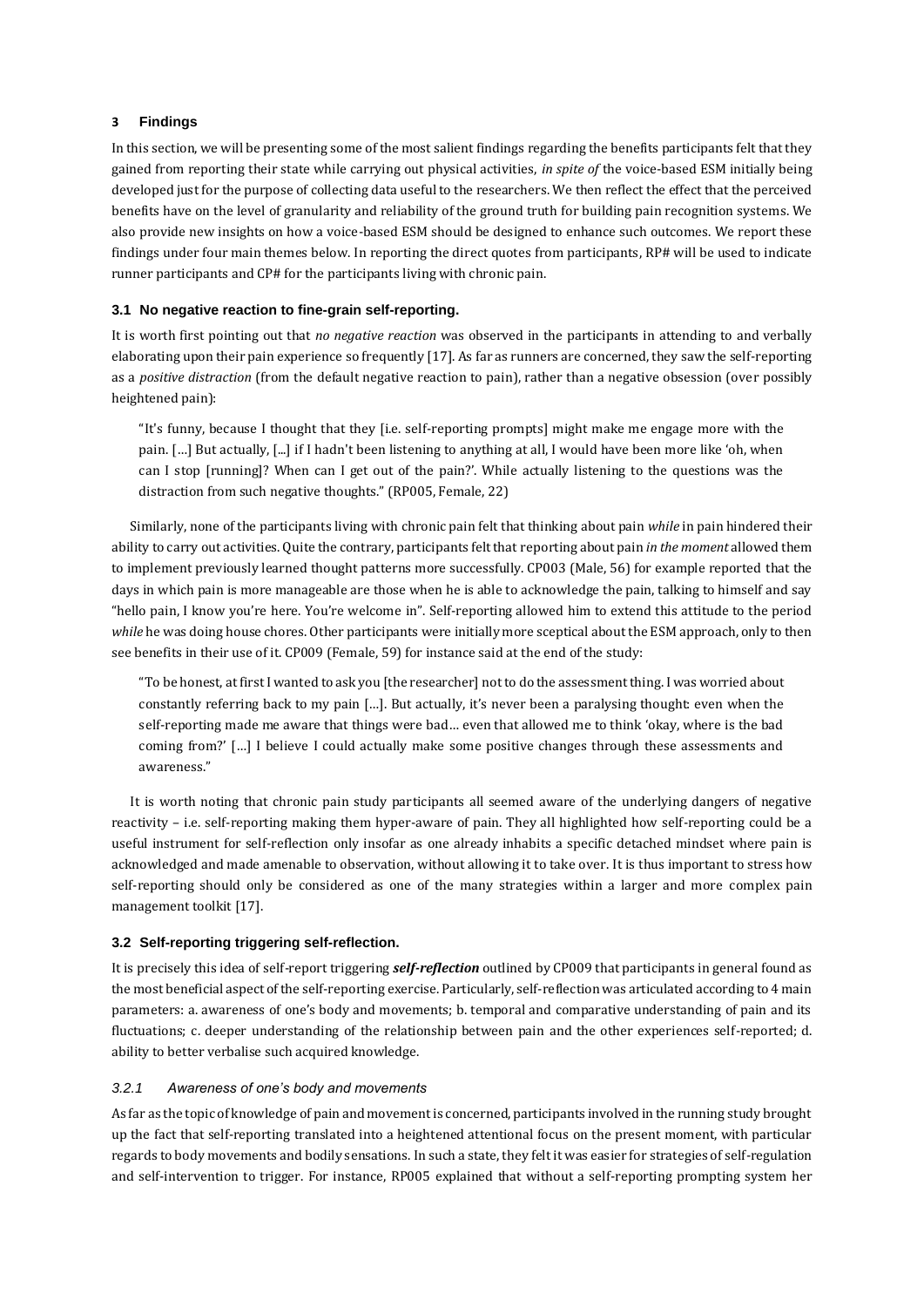## 3 Findings

In this section, we will be presenting some of the most salient findings regarding the benefits participants felt that they gained from reporting their state while carrying out physical activities, *in spite of* the voice-based ESM initially being developed just for the purpose of collecting data useful to the researchers. We then reflect the effect that the perceived benefits have on the level of granularity and reliability of the ground truth for building pain recognition systems. We also provide new insights on how a voice-based ESM should be designed to enhance such outcomes. We report these findings under four main themes below. In reporting the direct quotes from participants, RP# will be used to indicate runner participants and CP# for the participants living with chronic pain.

### 3.1 No negative reaction to fine-grain self-reporting.

It is worth first pointing out that *no negative reaction* was observed in the participants in attending to and verbally elaborating upon their pain experience so frequently [17]. As far as runners are concerned, they saw the self-reporting as a *positive distraction* (from the default negative reaction to pain), rather than a negative obsession (over possibly heightened pain):

> "It's funny, because I thought that they [i.e. self-reporting prompts] might make me engage more with the pain. […] But actually, [...] if I hadn't been listening to anything at all, I would have been more like 'oh, when can I stop [running]? When can I get out of the pain?'. While actually listening to the questions was the distraction from such negative thoughts." (RP005, Female, 22)

Similarly, none of the participants living with chronic pain felt that thinking about pain *while* in pain hindered their ability to carry out activities. Quite the contrary, participants felt that reporting about pain *in the moment* allowed them to implement previously learned thought patterns more successfully. CP003 (Male, 56) for example reported that the days in which pain is more manageable are those when he is able to acknowledge the pain, talking to himself and say "hello pain, I know you're here. You're welcome in". Self-reporting allowed him to extend this attitude to the period *while* he was doing house chores. Other participants were initially more sceptical about the ESM approach, only to then see benefits in their use of it. CP009 (Female, 59) for instance said at the end of the study:

> "To be honest, at first I wanted to ask you [the researcher] not to do the assessment thing. I was worried about constantly referring back to my pain […]. But actually, it's never been a paralysing thought: even when the self-reporting made me aware that things were bad… even that allowed me to think 'okay, where is the bad coming from?' […] I believe I could actually make some positive changes through these assessments and awareness."

It is worth noting that chronic pain study participants all seemed aware of the underlying dangers of negative reactivity – i.e. self-reporting making them hyper-aware of pain. They all highlighted how self-reporting could be a useful instrument for self-reflection only insofar as one already inhabits a specific detached mindset where pain is acknowledged and made amenable to observation, without allowing it to take over. It is thus important to stress how self-reporting should only be considered as one of the many strategies within a larger and more complex pain management toolkit [17].

### 3.2 Self-reporting triggering self-reflection.

It is precisely this idea of self-report triggering ***self-reflection*** outlined by CP009 that participants in general found as the most beneficial aspect of the self-reporting exercise. Particularly, self-reflection was articulated according to 4 main parameters: a. awareness of one's body and movements; b. temporal and comparative understanding of pain and its fluctuations; c. deeper understanding of the relationship between pain and the other experiences self-reported; d. ability to better verbalise such acquired knowledge.

#### *3.2.1 Awareness of one's body and movements*

As far as the topic of knowledge of pain and movement is concerned, participants involved in the running study brought up the fact that self-reporting translated into a heightened attentional focus on the present moment, with particular regards to body movements and bodily sensations. In such a state, they felt it was easier for strategies of self-regulation and self-intervention to trigger. For instance, RP005 explained that without a self-reporting prompting system her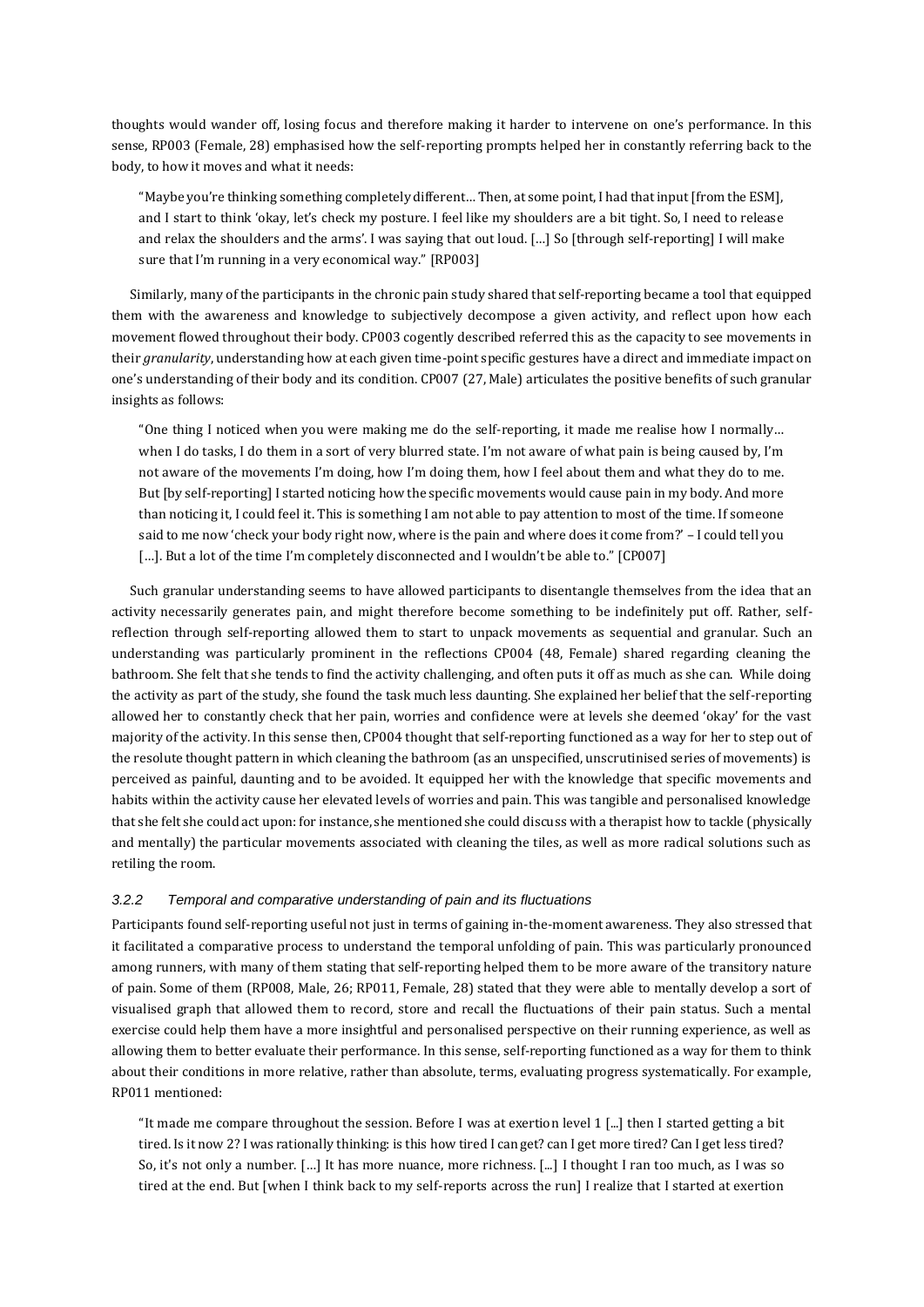thoughts would wander off, losing focus and therefore making it harder to intervene on one's performance. In this sense, RP003 (Female, 28) emphasised how the self-reporting prompts helped her in constantly referring back to the body, to how it moves and what it needs:

> "Maybe you're thinking something completely different… Then, at some point, I had that input [from the ESM], and I start to think 'okay, let's check my posture. I feel like my shoulders are a bit tight. So, I need to release and relax the shoulders and the arms'. I was saying that out loud. […] So [through self-reporting] I will make sure that I'm running in a very economical way." [RP003]

Similarly, many of the participants in the chronic pain study shared that self-reporting became a tool that equipped them with the awareness and knowledge to subjectively decompose a given activity, and reflect upon how each movement flowed throughout their body. CP003 cogently described referred this as the capacity to see movements in their *granularity*, understanding how at each given time-point specific gestures have a direct and immediate impact on one's understanding of their body and its condition. CP007 (27, Male) articulates the positive benefits of such granular insights as follows:

> "One thing I noticed when you were making me do the self-reporting, it made me realise how I normally… when I do tasks, I do them in a sort of very blurred state. I'm not aware of what pain is being caused by, I'm not aware of the movements I'm doing, how I'm doing them, how I feel about them and what they do to me. But [by self-reporting] I started noticing how the specific movements would cause pain in my body. And more than noticing it, I could feel it. This is something I am not able to pay attention to most of the time. If someone said to me now 'check your body right now, where is the pain and where does it come from?' – I could tell you […]. But a lot of the time I'm completely disconnected and I wouldn't be able to." [CP007]

Such granular understanding seems to have allowed participants to disentangle themselves from the idea that an activity necessarily generates pain, and might therefore become something to be indefinitely put off. Rather, self-reflection through self-reporting allowed them to start to unpack movements as sequential and granular. Such an understanding was particularly prominent in the reflections CP004 (48, Female) shared regarding cleaning the bathroom. She felt that she tends to find the activity challenging, and often puts it off as much as she can. While doing the activity as part of the study, she found the task much less daunting. She explained her belief that the self-reporting allowed her to constantly check that her pain, worries and confidence were at levels she deemed 'okay' for the vast majority of the activity. In this sense then, CP004 thought that self-reporting functioned as a way for her to step out of the resolute thought pattern in which cleaning the bathroom (as an unspecified, unscrutinised series of movements) is perceived as painful, daunting and to be avoided. It equipped her with the knowledge that specific movements and habits within the activity cause her elevated levels of worries and pain. This was tangible and personalised knowledge that she felt she could act upon: for instance, she mentioned she could discuss with a therapist how to tackle (physically and mentally) the particular movements associated with cleaning the tiles, as well as more radical solutions such as retiling the room.

### 3.2.2 Temporal and comparative understanding of pain and its fluctuations

Participants found self-reporting useful not just in terms of gaining in-the-moment awareness. They also stressed that it facilitated a comparative process to understand the temporal unfolding of pain. This was particularly pronounced among runners, with many of them stating that self-reporting helped them to be more aware of the transitory nature of pain. Some of them (RP008, Male, 26; RP011, Female, 28) stated that they were able to mentally develop a sort of visualised graph that allowed them to record, store and recall the fluctuations of their pain status. Such a mental exercise could help them have a more insightful and personalised perspective on their running experience, as well as allowing them to better evaluate their performance. In this sense, self-reporting functioned as a way for them to think about their conditions in more relative, rather than absolute, terms, evaluating progress systematically. For example, RP011 mentioned:

> "It made me compare throughout the session. Before I was at exertion level 1 [...] then I started getting a bit tired. Is it now 2? I was rationally thinking: is this how tired I can get? can I get more tired? Can I get less tired? So, it's not only a number. […] It has more nuance, more richness. [...] I thought I ran too much, as I was so tired at the end. But [when I think back to my self-reports across the run] I realize that I started at exertion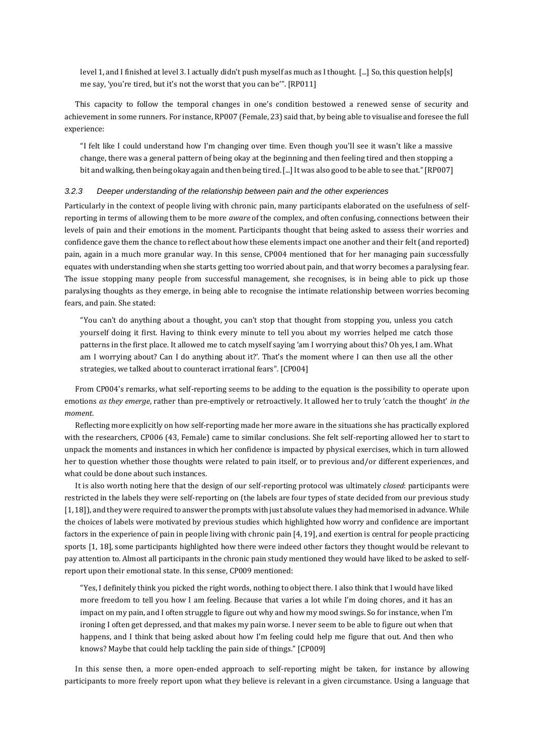> level 1, and I finished at level 3. I actually didn't push myself as much as I thought. [...] So, this question help[s] me say, 'you're tired, but it's not the worst that you can be'". [RP011]

This capacity to follow the temporal changes in one's condition bestowed a renewed sense of security and achievement in some runners. For instance, RP007 (Female, 23) said that, by being able to visualise and foresee the full experience:

> "I felt like I could understand how I'm changing over time. Even though you'll see it wasn't like a massive change, there was a general pattern of being okay at the beginning and then feeling tired and then stopping a bit and walking, then being okay again and then being tired. [...] It was also good to be able to see that." [RP007]

### 3.2.3 Deeper understanding of the relationship between pain and the other experiences

Particularly in the context of people living with chronic pain, many participants elaborated on the usefulness of self-reporting in terms of allowing them to be more *aware* of the complex, and often confusing, connections between their levels of pain and their emotions in the moment. Participants thought that being asked to assess their worries and confidence gave them the chance to reflect about how these elements impact one another and their felt (and reported) pain, again in a much more granular way. In this sense, CP004 mentioned that for her managing pain successfully equates with understanding when she starts getting too worried about pain, and that worry becomes a paralysing fear. The issue stopping many people from successful management, she recognises, is in being able to pick up those paralysing thoughts as they emerge, in being able to recognise the intimate relationship between worries becoming fears, and pain. She stated:

> "You can't do anything about a thought, you can't stop that thought from stopping you, unless you catch yourself doing it first. Having to think every minute to tell you about my worries helped me catch those patterns in the first place. It allowed me to catch myself saying 'am I worrying about this? Oh yes, I am. What am I worrying about? Can I do anything about it?'. That's the moment where I can then use all the other strategies, we talked about to counteract irrational fears". [CP004]

From CP004's remarks, what self-reporting seems to be adding to the equation is the possibility to operate upon emotions *as they emerge*, rather than pre-emptively or retroactively. It allowed her to truly 'catch the thought' *in the moment*.

Reflecting more explicitly on how self-reporting made her more aware in the situations she has practically explored with the researchers, CP006 (43, Female) came to similar conclusions. She felt self-reporting allowed her to start to unpack the moments and instances in which her confidence is impacted by physical exercises, which in turn allowed her to question whether those thoughts were related to pain itself, or to previous and/or different experiences, and what could be done about such instances.

It is also worth noting here that the design of our self-reporting protocol was ultimately *closed*: participants were restricted in the labels they were self-reporting on (the labels are four types of state decided from our previous study [1, 18]), and they were required to answer the prompts with just absolute values they had memorised in advance. While the choices of labels were motivated by previous studies which highlighted how worry and confidence are important factors in the experience of pain in people living with chronic pain [4, 19], and exertion is central for people practicing sports [1, 18], some participants highlighted how there were indeed other factors they thought would be relevant to pay attention to. Almost all participants in the chronic pain study mentioned they would have liked to be asked to self-report upon their emotional state. In this sense, CP009 mentioned:

> "Yes, I definitely think you picked the right words, nothing to object there. I also think that I would have liked more freedom to tell you how I am feeling. Because that varies a lot while I'm doing chores, and it has an impact on my pain, and I often struggle to figure out why and how my mood swings. So for instance, when I'm ironing I often get depressed, and that makes my pain worse. I never seem to be able to figure out when that happens, and I think that being asked about how I'm feeling could help me figure that out. And then who knows? Maybe that could help tackling the pain side of things." [CP009]

In this sense then, a more open-ended approach to self-reporting might be taken, for instance by allowing participants to more freely report upon what they believe is relevant in a given circumstance. Using a language that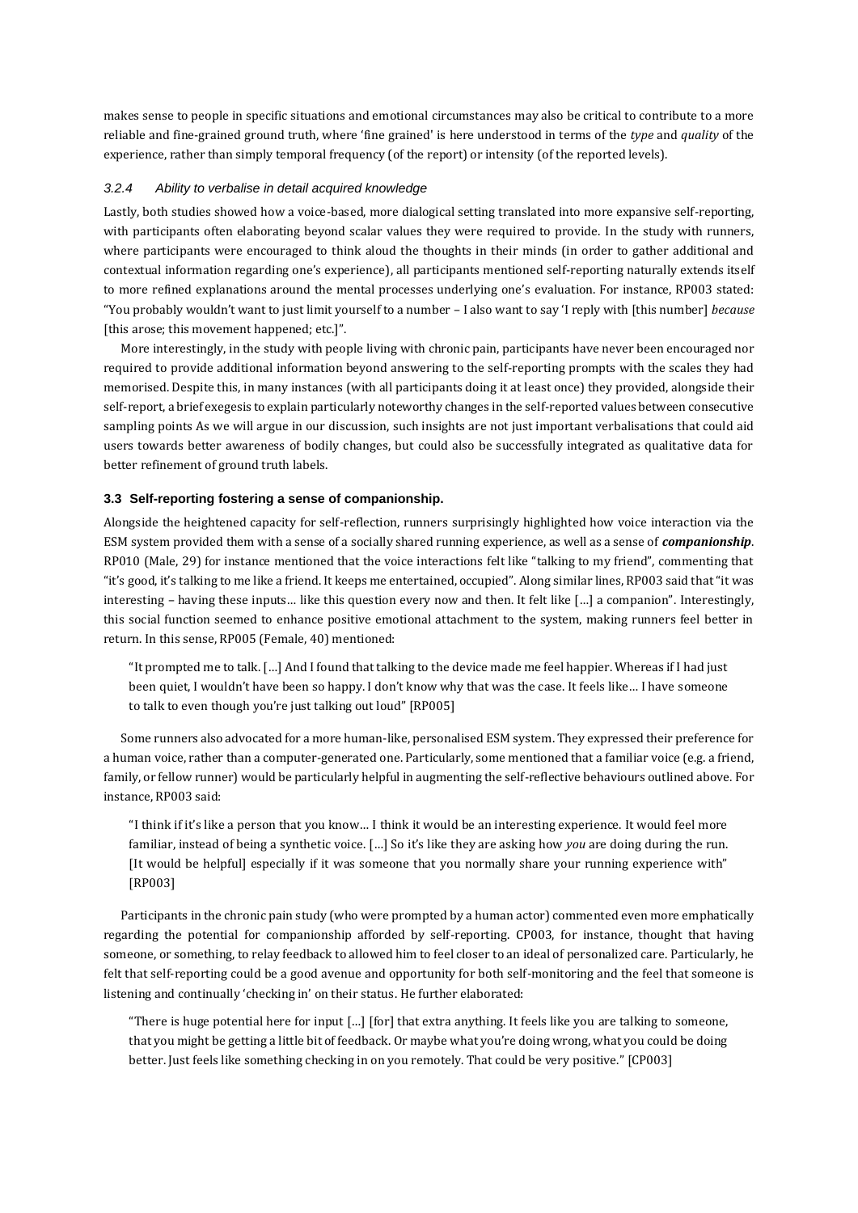makes sense to people in specific situations and emotional circumstances may also be critical to contribute to a more reliable and fine-grained ground truth, where 'fine grained' is here understood in terms of the *type* and *quality* of the experience, rather than simply temporal frequency (of the report) or intensity (of the reported levels).

#### *3.2.4 Ability to verbalise in detail acquired knowledge*

Lastly, both studies showed how a voice-based, more dialogical setting translated into more expansive self-reporting, with participants often elaborating beyond scalar values they were required to provide. In the study with runners, where participants were encouraged to think aloud the thoughts in their minds (in order to gather additional and contextual information regarding one's experience), all participants mentioned self-reporting naturally extends itself to more refined explanations around the mental processes underlying one's evaluation. For instance, RP003 stated: "You probably wouldn't want to just limit yourself to a number – I also want to say 'I reply with [this number] *because* [this arose; this movement happened; etc.]".

More interestingly, in the study with people living with chronic pain, participants have never been encouraged nor required to provide additional information beyond answering to the self-reporting prompts with the scales they had memorised. Despite this, in many instances (with all participants doing it at least once) they provided, alongside their self-report, a brief exegesis to explain particularly noteworthy changes in the self-reported values between consecutive sampling points As we will argue in our discussion, such insights are not just important verbalisations that could aid users towards better awareness of bodily changes, but could also be successfully integrated as qualitative data for better refinement of ground truth labels.

### 3.3 Self-reporting fostering a sense of companionship.

Alongside the heightened capacity for self-reflection, runners surprisingly highlighted how voice interaction via the ESM system provided them with a sense of a socially shared running experience, as well as a sense of ***companionship***. RP010 (Male, 29) for instance mentioned that the voice interactions felt like "talking to my friend", commenting that "it's good, it's talking to me like a friend. It keeps me entertained, occupied". Along similar lines, RP003 said that "it was interesting – having these inputs… like this question every now and then. It felt like […] a companion". Interestingly, this social function seemed to enhance positive emotional attachment to the system, making runners feel better in return. In this sense, RP005 (Female, 40) mentioned:

> "It prompted me to talk. […] And I found that talking to the device made me feel happier. Whereas if I had just been quiet, I wouldn't have been so happy. I don't know why that was the case. It feels like… I have someone to talk to even though you're just talking out loud" [RP005]

Some runners also advocated for a more human-like, personalised ESM system. They expressed their preference for a human voice, rather than a computer-generated one. Particularly, some mentioned that a familiar voice (e.g. a friend, family, or fellow runner) would be particularly helpful in augmenting the self-reflective behaviours outlined above. For instance, RP003 said:

> "I think if it's like a person that you know… I think it would be an interesting experience. It would feel more familiar, instead of being a synthetic voice. […] So it's like they are asking how *you* are doing during the run. [It would be helpful] especially if it was someone that you normally share your running experience with" [RP003]

Participants in the chronic pain study (who were prompted by a human actor) commented even more emphatically regarding the potential for companionship afforded by self-reporting. CP003, for instance, thought that having someone, or something, to relay feedback to allowed him to feel closer to an ideal of personalized care. Particularly, he felt that self-reporting could be a good avenue and opportunity for both self-monitoring and the feel that someone is listening and continually 'checking in' on their status. He further elaborated:

> "There is huge potential here for input […] [for] that extra anything. It feels like you are talking to someone, that you might be getting a little bit of feedback. Or maybe what you're doing wrong, what you could be doing better. Just feels like something checking in on you remotely. That could be very positive." [CP003]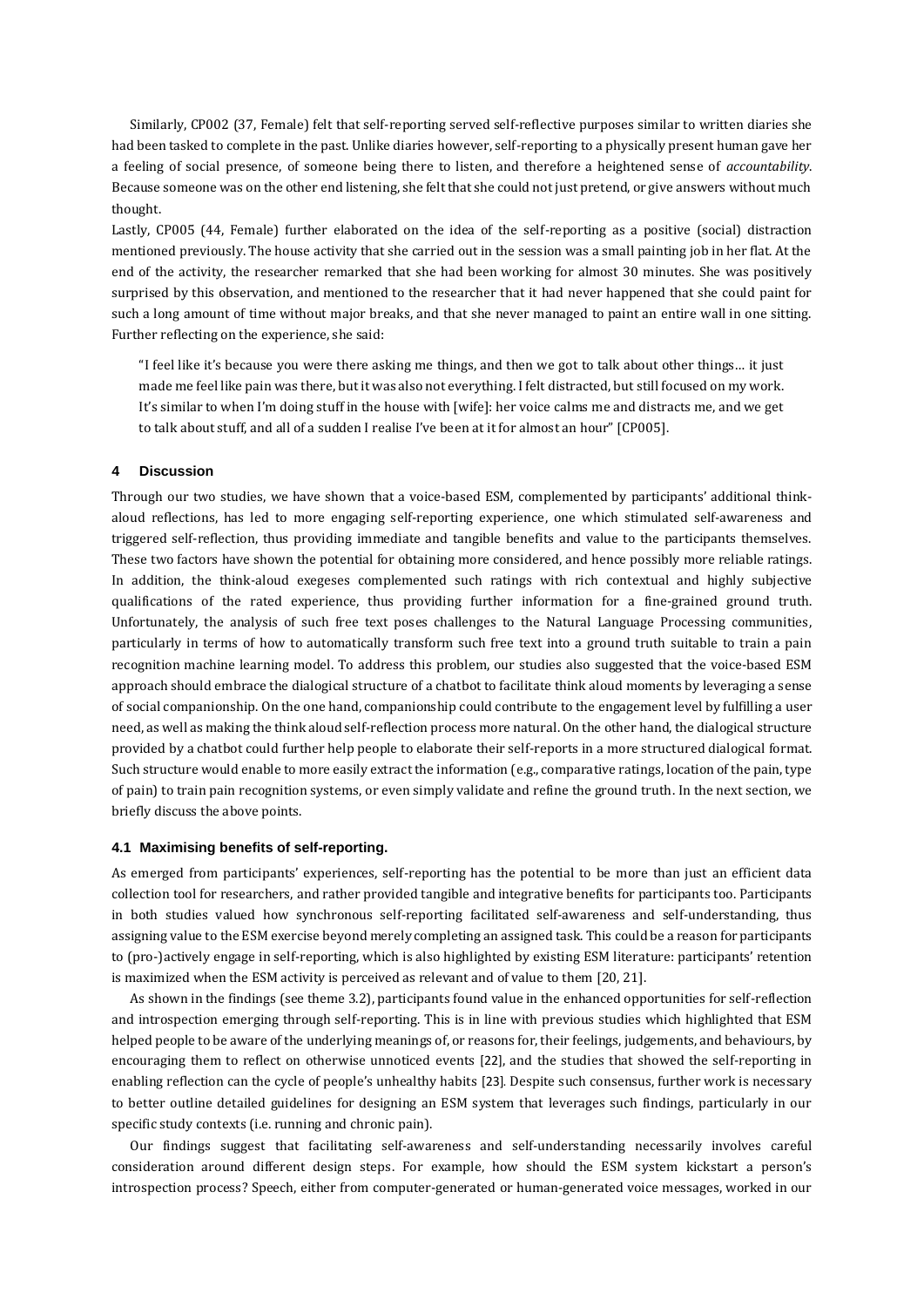Similarly, CP002 (37, Female) felt that self-reporting served self-reflective purposes similar to written diaries she had been tasked to complete in the past. Unlike diaries however, self-reporting to a physically present human gave her a feeling of social presence, of someone being there to listen, and therefore a heightened sense of *accountability*. Because someone was on the other end listening, she felt that she could not just pretend, or give answers without much thought.

Lastly, CP005 (44, Female) further elaborated on the idea of the self-reporting as a positive (social) distraction mentioned previously. The house activity that she carried out in the session was a small painting job in her flat. At the end of the activity, the researcher remarked that she had been working for almost 30 minutes. She was positively surprised by this observation, and mentioned to the researcher that it had never happened that she could paint for such a long amount of time without major breaks, and that she never managed to paint an entire wall in one sitting. Further reflecting on the experience, she said:

> "I feel like it's because you were there asking me things, and then we got to talk about other things… it just made me feel like pain was there, but it was also not everything. I felt distracted, but still focused on my work. It's similar to when I'm doing stuff in the house with [wife]: her voice calms me and distracts me, and we get to talk about stuff, and all of a sudden I realise I've been at it for almost an hour" [CP005].

## 4 Discussion

Through our two studies, we have shown that a voice-based ESM, complemented by participants' additional think-aloud reflections, has led to more engaging self-reporting experience, one which stimulated self-awareness and triggered self-reflection, thus providing immediate and tangible benefits and value to the participants themselves. These two factors have shown the potential for obtaining more considered, and hence possibly more reliable ratings. In addition, the think-aloud exegeses complemented such ratings with rich contextual and highly subjective qualifications of the rated experience, thus providing further information for a fine-grained ground truth. Unfortunately, the analysis of such free text poses challenges to the Natural Language Processing communities, particularly in terms of how to automatically transform such free text into a ground truth suitable to train a pain recognition machine learning model. To address this problem, our studies also suggested that the voice-based ESM approach should embrace the dialogical structure of a chatbot to facilitate think aloud moments by leveraging a sense of social companionship. On the one hand, companionship could contribute to the engagement level by fulfilling a user need, as well as making the think aloud self-reflection process more natural. On the other hand, the dialogical structure provided by a chatbot could further help people to elaborate their self-reports in a more structured dialogical format. Such structure would enable to more easily extract the information (e.g., comparative ratings, location of the pain, type of pain) to train pain recognition systems, or even simply validate and refine the ground truth. In the next section, we briefly discuss the above points.

### 4.1 Maximising benefits of self-reporting.

As emerged from participants' experiences, self-reporting has the potential to be more than just an efficient data collection tool for researchers, and rather provided tangible and integrative benefits for participants too. Participants in both studies valued how synchronous self-reporting facilitated self-awareness and self-understanding, thus assigning value to the ESM exercise beyond merely completing an assigned task. This could be a reason for participants to (pro-)actively engage in self-reporting, which is also highlighted by existing ESM literature: participants' retention is maximized when the ESM activity is perceived as relevant and of value to them [20, 21].

As shown in the findings (see theme 3.2), participants found value in the enhanced opportunities for self-reflection and introspection emerging through self-reporting. This is in line with previous studies which highlighted that ESM helped people to be aware of the underlying meanings of, or reasons for, their feelings, judgements, and behaviours, by encouraging them to reflect on otherwise unnoticed events [22], and the studies that showed the self-reporting in enabling reflection can the cycle of people's unhealthy habits [23]. Despite such consensus, further work is necessary to better outline detailed guidelines for designing an ESM system that leverages such findings, particularly in our specific study contexts (i.e. running and chronic pain).

Our findings suggest that facilitating self-awareness and self-understanding necessarily involves careful consideration around different design steps. For example, how should the ESM system kickstart a person's introspection process? Speech, either from computer-generated or human-generated voice messages, worked in our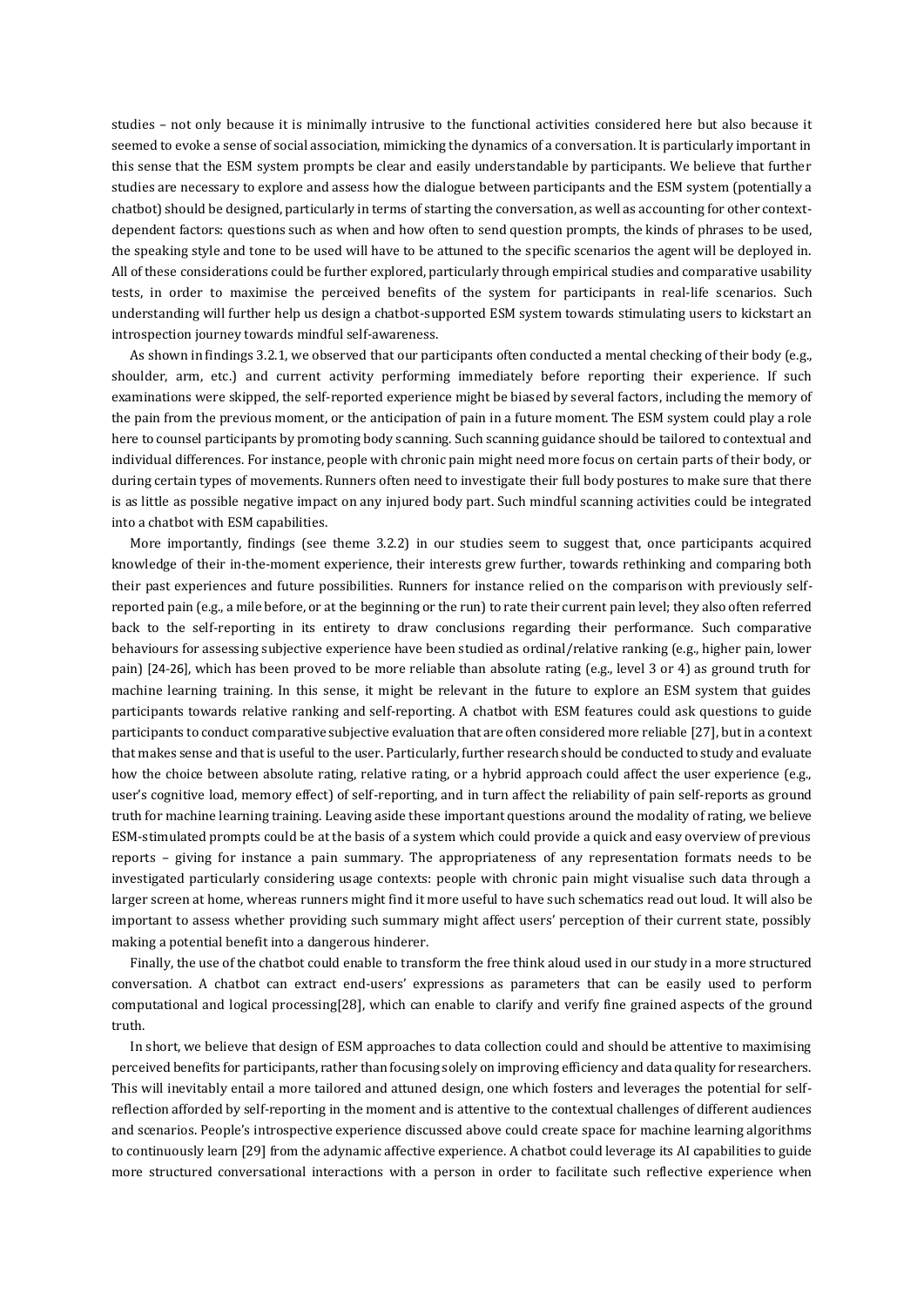studies – not only because it is minimally intrusive to the functional activities considered here but also because it seemed to evoke a sense of social association, mimicking the dynamics of a conversation. It is particularly important in this sense that the ESM system prompts be clear and easily understandable by participants. We believe that further studies are necessary to explore and assess how the dialogue between participants and the ESM system (potentially a chatbot) should be designed, particularly in terms of starting the conversation, as well as accounting for other context-dependent factors: questions such as when and how often to send question prompts, the kinds of phrases to be used, the speaking style and tone to be used will have to be attuned to the specific scenarios the agent will be deployed in. All of these considerations could be further explored, particularly through empirical studies and comparative usability tests, in order to maximise the perceived benefits of the system for participants in real-life scenarios. Such understanding will further help us design a chatbot-supported ESM system towards stimulating users to kickstart an introspection journey towards mindful self-awareness.

As shown in findings 3.2.1, we observed that our participants often conducted a mental checking of their body (e.g., shoulder, arm, etc.) and current activity performing immediately before reporting their experience. If such examinations were skipped, the self-reported experience might be biased by several factors, including the memory of the pain from the previous moment, or the anticipation of pain in a future moment. The ESM system could play a role here to counsel participants by promoting body scanning. Such scanning guidance should be tailored to contextual and individual differences. For instance, people with chronic pain might need more focus on certain parts of their body, or during certain types of movements. Runners often need to investigate their full body postures to make sure that there is as little as possible negative impact on any injured body part. Such mindful scanning activities could be integrated into a chatbot with ESM capabilities.

More importantly, findings (see theme 3.2.2) in our studies seem to suggest that, once participants acquired knowledge of their in-the-moment experience, their interests grew further, towards rethinking and comparing both their past experiences and future possibilities. Runners for instance relied on the comparison with previously self-reported pain (e.g., a mile before, or at the beginning or the run) to rate their current pain level; they also often referred back to the self-reporting in its entirety to draw conclusions regarding their performance. Such comparative behaviours for assessing subjective experience have been studied as ordinal/relative ranking (e.g., higher pain, lower pain) [24-26], which has been proved to be more reliable than absolute rating (e.g., level 3 or 4) as ground truth for machine learning training. In this sense, it might be relevant in the future to explore an ESM system that guides participants towards relative ranking and self-reporting. A chatbot with ESM features could ask questions to guide participants to conduct comparative subjective evaluation that are often considered more reliable [27], but in a context that makes sense and that is useful to the user. Particularly, further research should be conducted to study and evaluate how the choice between absolute rating, relative rating, or a hybrid approach could affect the user experience (e.g., user's cognitive load, memory effect) of self-reporting, and in turn affect the reliability of pain self-reports as ground truth for machine learning training. Leaving aside these important questions around the modality of rating, we believe ESM-stimulated prompts could be at the basis of a system which could provide a quick and easy overview of previous reports – giving for instance a pain summary. The appropriateness of any representation formats needs to be investigated particularly considering usage contexts: people with chronic pain might visualise such data through a larger screen at home, whereas runners might find it more useful to have such schematics read out loud. It will also be important to assess whether providing such summary might affect users' perception of their current state, possibly making a potential benefit into a dangerous hinderer.

Finally, the use of the chatbot could enable to transform the free think aloud used in our study in a more structured conversation. A chatbot can extract end-users' expressions as parameters that can be easily used to perform computational and logical processing[28], which can enable to clarify and verify fine grained aspects of the ground truth.

In short, we believe that design of ESM approaches to data collection could and should be attentive to maximising perceived benefits for participants, rather than focusing solely on improving efficiency and data quality for researchers. This will inevitably entail a more tailored and attuned design, one which fosters and leverages the potential for self-reflection afforded by self-reporting in the moment and is attentive to the contextual challenges of different audiences and scenarios. People's introspective experience discussed above could create space for machine learning algorithms to continuously learn [29] from the adynamic affective experience. A chatbot could leverage its AI capabilities to guide more structured conversational interactions with a person in order to facilitate such reflective experience when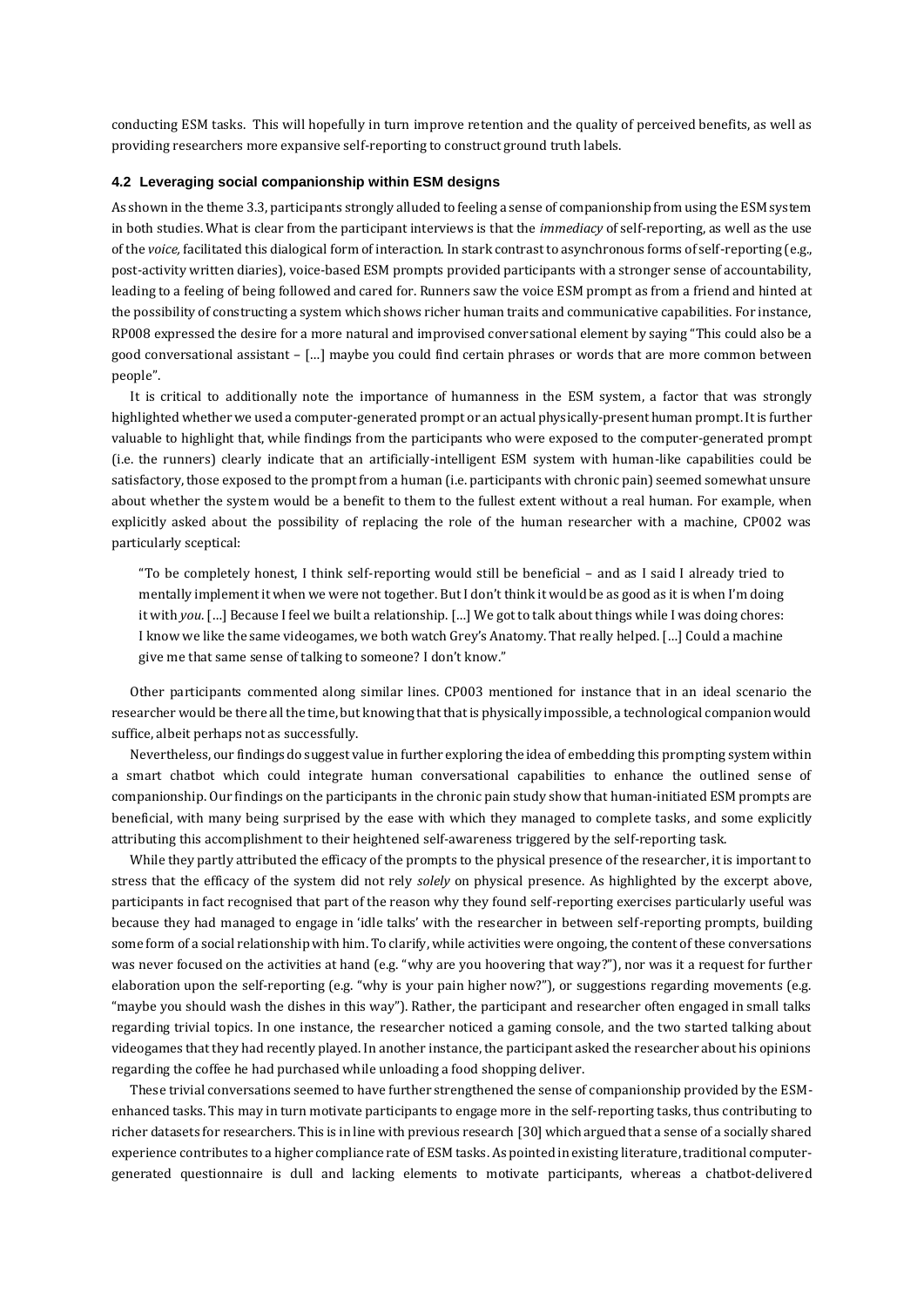conducting ESM tasks. This will hopefully in turn improve retention and the quality of perceived benefits, as well as providing researchers more expansive self-reporting to construct ground truth labels.

### 4.2 Leveraging social companionship within ESM designs

As shown in the theme 3.3, participants strongly alluded to feeling a sense of companionship from using the ESM system in both studies. What is clear from the participant interviews is that the *immediacy* of self-reporting, as well as the use of the *voice,* facilitated this dialogical form of interaction. In stark contrast to asynchronous forms of self-reporting (e.g., post-activity written diaries), voice-based ESM prompts provided participants with a stronger sense of accountability, leading to a feeling of being followed and cared for. Runners saw the voice ESM prompt as from a friend and hinted at the possibility of constructing a system which shows richer human traits and communicative capabilities. For instance, RP008 expressed the desire for a more natural and improvised conversational element by saying "This could also be a good conversational assistant – […] maybe you could find certain phrases or words that are more common between people".

It is critical to additionally note the importance of humanness in the ESM system, a factor that was strongly highlighted whether we used a computer-generated prompt or an actual physically-present human prompt. It is further valuable to highlight that, while findings from the participants who were exposed to the computer-generated prompt (i.e. the runners) clearly indicate that an artificially-intelligent ESM system with human-like capabilities could be satisfactory, those exposed to the prompt from a human (i.e. participants with chronic pain) seemed somewhat unsure about whether the system would be a benefit to them to the fullest extent without a real human. For example, when explicitly asked about the possibility of replacing the role of the human researcher with a machine, CP002 was particularly sceptical:

> "To be completely honest, I think self-reporting would still be beneficial – and as I said I already tried to mentally implement it when we were not together. But I don't think it would be as good as it is when I'm doing it with *you*. […] Because I feel we built a relationship. […] We got to talk about things while I was doing chores: I know we like the same videogames, we both watch Grey's Anatomy. That really helped. […] Could a machine give me that same sense of talking to someone? I don't know."

Other participants commented along similar lines. CP003 mentioned for instance that in an ideal scenario the researcher would be there all the time, but knowing that that is physically impossible, a technological companion would suffice, albeit perhaps not as successfully.

Nevertheless, our findings do suggest value in further exploring the idea of embedding this prompting system within a smart chatbot which could integrate human conversational capabilities to enhance the outlined sense of companionship. Our findings on the participants in the chronic pain study show that human-initiated ESM prompts are beneficial, with many being surprised by the ease with which they managed to complete tasks, and some explicitly attributing this accomplishment to their heightened self-awareness triggered by the self-reporting task.

While they partly attributed the efficacy of the prompts to the physical presence of the researcher, it is important to stress that the efficacy of the system did not rely *solely* on physical presence. As highlighted by the excerpt above, participants in fact recognised that part of the reason why they found self-reporting exercises particularly useful was because they had managed to engage in 'idle talks' with the researcher in between self-reporting prompts, building some form of a social relationship with him. To clarify, while activities were ongoing, the content of these conversations was never focused on the activities at hand (e.g. "why are you hoovering that way?"), nor was it a request for further elaboration upon the self-reporting (e.g. "why is your pain higher now?"), or suggestions regarding movements (e.g. "maybe you should wash the dishes in this way"). Rather, the participant and researcher often engaged in small talks regarding trivial topics. In one instance, the researcher noticed a gaming console, and the two started talking about videogames that they had recently played. In another instance, the participant asked the researcher about his opinions regarding the coffee he had purchased while unloading a food shopping deliver.

These trivial conversations seemed to have further strengthened the sense of companionship provided by the ESM-enhanced tasks. This may in turn motivate participants to engage more in the self-reporting tasks, thus contributing to richer datasets for researchers. This is in line with previous research [30] which argued that a sense of a socially shared experience contributes to a higher compliance rate of ESM tasks. As pointed in existing literature, traditional computer-generated questionnaire is dull and lacking elements to motivate participants, whereas a chatbot-delivered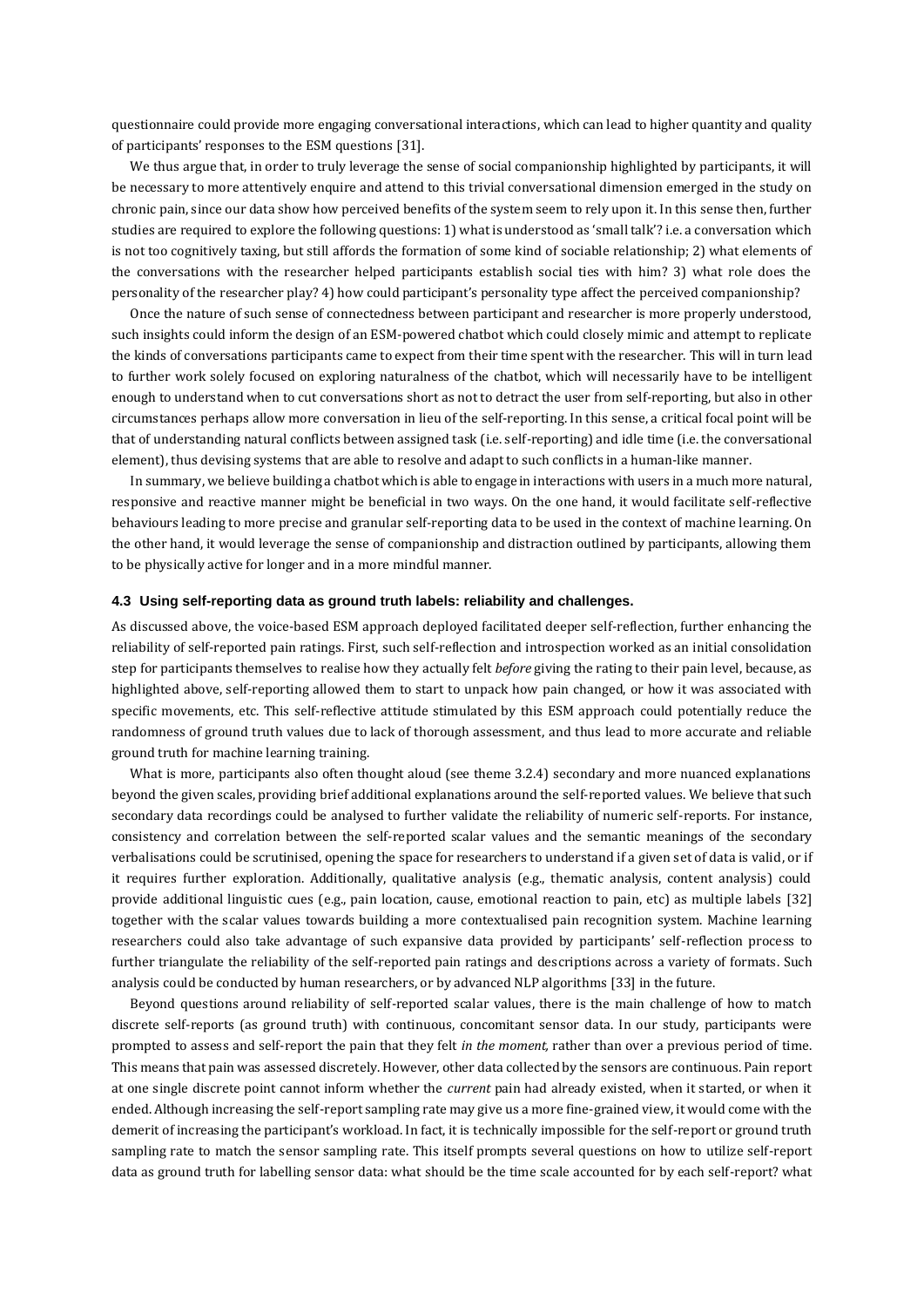questionnaire could provide more engaging conversational interactions, which can lead to higher quantity and quality of participants' responses to the ESM questions [31].

We thus argue that, in order to truly leverage the sense of social companionship highlighted by participants, it will be necessary to more attentively enquire and attend to this trivial conversational dimension emerged in the study on chronic pain, since our data show how perceived benefits of the system seem to rely upon it. In this sense then, further studies are required to explore the following questions: 1) what is understood as 'small talk'? i.e. a conversation which is not too cognitively taxing, but still affords the formation of some kind of sociable relationship; 2) what elements of the conversations with the researcher helped participants establish social ties with him? 3) what role does the personality of the researcher play? 4) how could participant's personality type affect the perceived companionship?

Once the nature of such sense of connectedness between participant and researcher is more properly understood, such insights could inform the design of an ESM-powered chatbot which could closely mimic and attempt to replicate the kinds of conversations participants came to expect from their time spent with the researcher. This will in turn lead to further work solely focused on exploring naturalness of the chatbot, which will necessarily have to be intelligent enough to understand when to cut conversations short as not to detract the user from self-reporting, but also in other circumstances perhaps allow more conversation in lieu of the self-reporting. In this sense, a critical focal point will be that of understanding natural conflicts between assigned task (i.e. self-reporting) and idle time (i.e. the conversational element), thus devising systems that are able to resolve and adapt to such conflicts in a human-like manner.

In summary, we believe building a chatbot which is able to engage in interactions with users in a much more natural, responsive and reactive manner might be beneficial in two ways. On the one hand, it would facilitate self-reflective behaviours leading to more precise and granular self-reporting data to be used in the context of machine learning. On the other hand, it would leverage the sense of companionship and distraction outlined by participants, allowing them to be physically active for longer and in a more mindful manner.

### 4.3 Using self-reporting data as ground truth labels: reliability and challenges.

As discussed above, the voice-based ESM approach deployed facilitated deeper self-reflection, further enhancing the reliability of self-reported pain ratings. First, such self-reflection and introspection worked as an initial consolidation step for participants themselves to realise how they actually felt *before* giving the rating to their pain level, because, as highlighted above, self-reporting allowed them to start to unpack how pain changed, or how it was associated with specific movements, etc. This self-reflective attitude stimulated by this ESM approach could potentially reduce the randomness of ground truth values due to lack of thorough assessment, and thus lead to more accurate and reliable ground truth for machine learning training.

What is more, participants also often thought aloud (see theme 3.2.4) secondary and more nuanced explanations beyond the given scales, providing brief additional explanations around the self-reported values. We believe that such secondary data recordings could be analysed to further validate the reliability of numeric self-reports. For instance, consistency and correlation between the self-reported scalar values and the semantic meanings of the secondary verbalisations could be scrutinised, opening the space for researchers to understand if a given set of data is valid, or if it requires further exploration. Additionally, qualitative analysis (e.g., thematic analysis, content analysis) could provide additional linguistic cues (e.g., pain location, cause, emotional reaction to pain, etc) as multiple labels [32] together with the scalar values towards building a more contextualised pain recognition system. Machine learning researchers could also take advantage of such expansive data provided by participants' self-reflection process to further triangulate the reliability of the self-reported pain ratings and descriptions across a variety of formats. Such analysis could be conducted by human researchers, or by advanced NLP algorithms [33] in the future.

Beyond questions around reliability of self-reported scalar values, there is the main challenge of how to match discrete self-reports (as ground truth) with continuous, concomitant sensor data. In our study, participants were prompted to assess and self-report the pain that they felt *in the moment*, rather than over a previous period of time. This means that pain was assessed discretely. However, other data collected by the sensors are continuous. Pain report at one single discrete point cannot inform whether the *current* pain had already existed, when it started, or when it ended. Although increasing the self-report sampling rate may give us a more fine-grained view, it would come with the demerit of increasing the participant's workload. In fact, it is technically impossible for the self-report or ground truth sampling rate to match the sensor sampling rate. This itself prompts several questions on how to utilize self-report data as ground truth for labelling sensor data: what should be the time scale accounted for by each self-report? what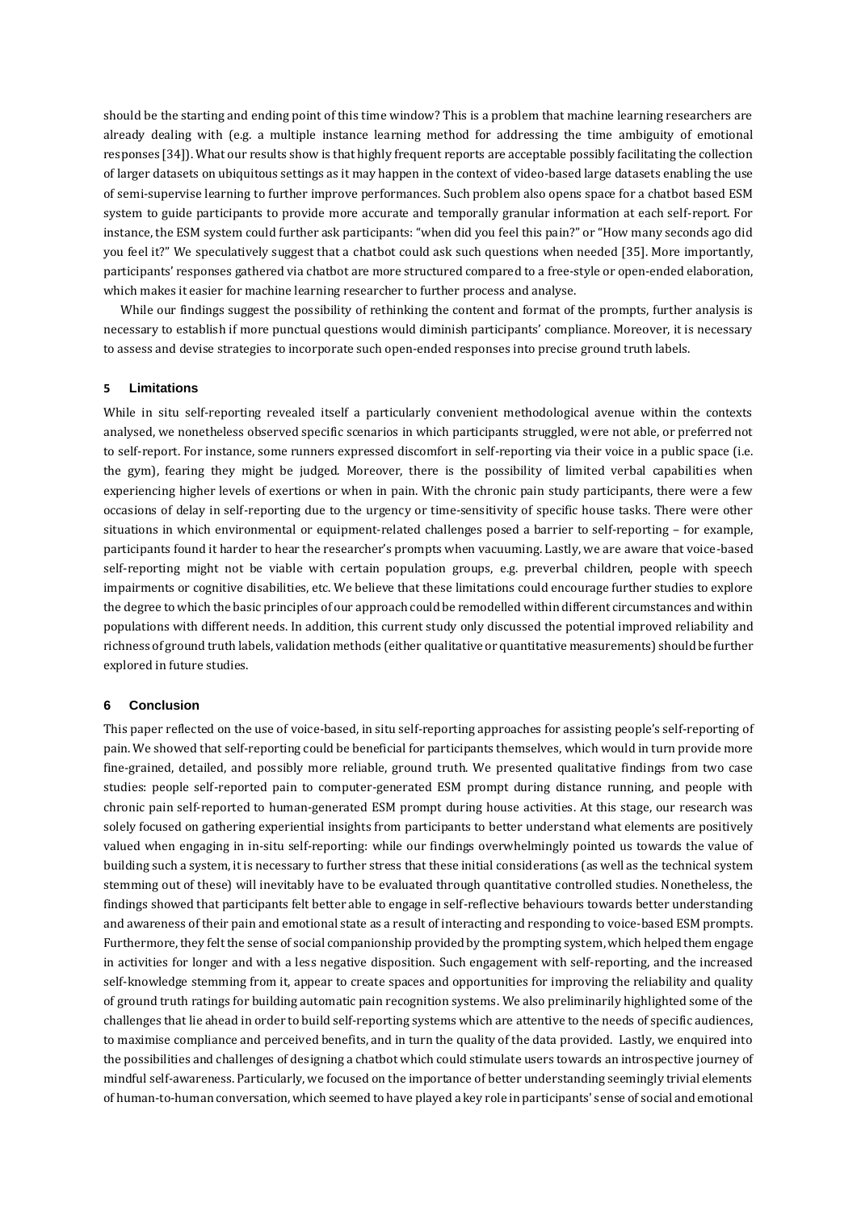should be the starting and ending point of this time window? This is a problem that machine learning researchers are already dealing with (e.g. a multiple instance learning method for addressing the time ambiguity of emotional responses [34]). What our results show is that highly frequent reports are acceptable possibly facilitating the collection of larger datasets on ubiquitous settings as it may happen in the context of video-based large datasets enabling the use of semi-supervise learning to further improve performances. Such problem also opens space for a chatbot based ESM system to guide participants to provide more accurate and temporally granular information at each self-report. For instance, the ESM system could further ask participants: "when did you feel this pain?" or "How many seconds ago did you feel it?" We speculatively suggest that a chatbot could ask such questions when needed [35]. More importantly, participants' responses gathered via chatbot are more structured compared to a free-style or open-ended elaboration, which makes it easier for machine learning researcher to further process and analyse.

While our findings suggest the possibility of rethinking the content and format of the prompts, further analysis is necessary to establish if more punctual questions would diminish participants' compliance. Moreover, it is necessary to assess and devise strategies to incorporate such open-ended responses into precise ground truth labels.

## 5 Limitations

While in situ self-reporting revealed itself a particularly convenient methodological avenue within the contexts analysed, we nonetheless observed specific scenarios in which participants struggled, were not able, or preferred not to self-report. For instance, some runners expressed discomfort in self-reporting via their voice in a public space (i.e. the gym), fearing they might be judged. Moreover, there is the possibility of limited verbal capabilities when experiencing higher levels of exertions or when in pain. With the chronic pain study participants, there were a few occasions of delay in self-reporting due to the urgency or time-sensitivity of specific house tasks. There were other situations in which environmental or equipment-related challenges posed a barrier to self-reporting – for example, participants found it harder to hear the researcher's prompts when vacuuming. Lastly, we are aware that voice-based self-reporting might not be viable with certain population groups, e.g. preverbal children, people with speech impairments or cognitive disabilities, etc. We believe that these limitations could encourage further studies to explore the degree to which the basic principles of our approach could be remodelled within different circumstances and within populations with different needs. In addition, this current study only discussed the potential improved reliability and richness of ground truth labels, validation methods (either qualitative or quantitative measurements) should be further explored in future studies.

## 6 Conclusion

This paper reflected on the use of voice-based, in situ self-reporting approaches for assisting people's self-reporting of pain. We showed that self-reporting could be beneficial for participants themselves, which would in turn provide more fine-grained, detailed, and possibly more reliable, ground truth. We presented qualitative findings from two case studies: people self-reported pain to computer-generated ESM prompt during distance running, and people with chronic pain self-reported to human-generated ESM prompt during house activities. At this stage, our research was solely focused on gathering experiential insights from participants to better understand what elements are positively valued when engaging in in-situ self-reporting: while our findings overwhelmingly pointed us towards the value of building such a system, it is necessary to further stress that these initial considerations (as well as the technical system stemming out of these) will inevitably have to be evaluated through quantitative controlled studies. Nonetheless, the findings showed that participants felt better able to engage in self-reflective behaviours towards better understanding and awareness of their pain and emotional state as a result of interacting and responding to voice-based ESM prompts. Furthermore, they felt the sense of social companionship provided by the prompting system, which helped them engage in activities for longer and with a less negative disposition. Such engagement with self-reporting, and the increased self-knowledge stemming from it, appear to create spaces and opportunities for improving the reliability and quality of ground truth ratings for building automatic pain recognition systems. We also preliminarily highlighted some of the challenges that lie ahead in order to build self-reporting systems which are attentive to the needs of specific audiences, to maximise compliance and perceived benefits, and in turn the quality of the data provided. Lastly, we enquired into the possibilities and challenges of designing a chatbot which could stimulate users towards an introspective journey of mindful self-awareness. Particularly, we focused on the importance of better understanding seemingly trivial elements of human-to-human conversation, which seemed to have played a key role in participants' sense of social and emotional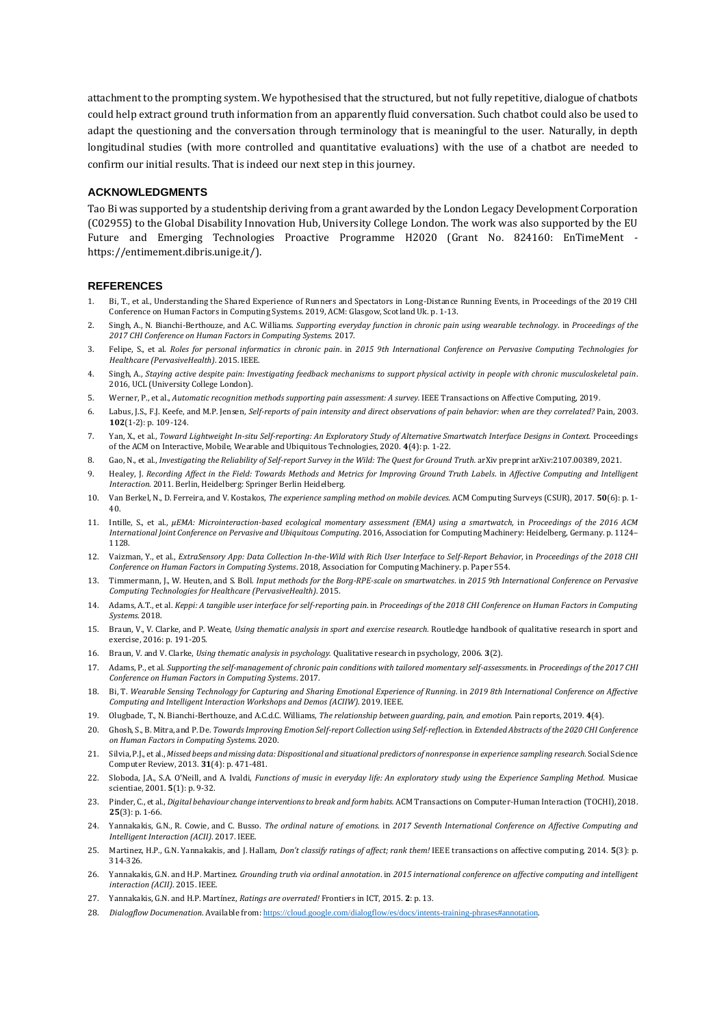attachment to the prompting system. We hypothesised that the structured, but not fully repetitive, dialogue of chatbots could help extract ground truth information from an apparently fluid conversation. Such chatbot could also be used to adapt the questioning and the conversation through terminology that is meaningful to the user. Naturally, in depth longitudinal studies (with more controlled and quantitative evaluations) with the use of a chatbot are needed to confirm our initial results. That is indeed our next step in this journey.

## ACKNOWLEDGMENTS

Tao Bi was supported by a studentship deriving from a grant awarded by the London Legacy Development Corporation (C02955) to the Global Disability Innovation Hub, University College London. The work was also supported by the EU Future and Emerging Technologies Proactive Programme H2020 (Grant No. 824160: EnTimeMent - https://entimement.dibris.unige.it/).

## REFERENCES

1. Bi, T., et al., Understanding the Shared Experience of Runners and Spectators in Long-Distance Running Events, in Proceedings of the 2019 CHI Conference on Human Factors in Computing Systems. 2019, ACM: Glasgow, Scotland Uk. p. 1-13.
2. Singh, A., N. Bianchi-Berthouze, and A.C. Williams. *Supporting everyday function in chronic pain using wearable technology*. in *Proceedings of the 2017 CHI Conference on Human Factors in Computing Systems.* 2017.
3. Felipe, S., et al. *Roles for personal informatics in chronic pain*. in *2015 9th International Conference on Pervasive Computing Technologies for Healthcare (PervasiveHealth)*. 2015. IEEE.
4. Singh, A., *Staying active despite pain: Investigating feedback mechanisms to support physical activity in people with chronic musculoskeletal pain*. 2016, UCL (University College London).
5. Werner, P., et al., *Automatic recognition methods supporting pain assessment: A survey.* IEEE Transactions on Affective Computing, 2019.
6. Labus, J.S., F.J. Keefe, and M.P. Jensen, *Self-reports of pain intensity and direct observations of pain behavior: when are they correlated?* Pain, 2003. **102**(1-2): p. 109-124.
7. Yan, X., et al., *Toward Lightweight In-situ Self-reporting: An Exploratory Study of Alternative Smartwatch Interface Designs in Context.* Proceedings of the ACM on Interactive, Mobile, Wearable and Ubiquitous Technologies, 2020. **4**(4): p. 1-22.
8. Gao, N., et al., *Investigating the Reliability of Self-report Survey in the Wild: The Quest for Ground Truth.* arXiv preprint arXiv:2107.00389, 2021.
9. Healey, J. *Recording Affect in the Field: Towards Methods and Metrics for Improving Ground Truth Labels*. in *Affective Computing and Intelligent Interaction.* 2011. Berlin, Heidelberg: Springer Berlin Heidelberg.
10. Van Berkel, N., D. Ferreira, and V. Kostakos, *The experience sampling method on mobile devices.* ACM Computing Surveys (CSUR), 2017. **50**(6): p. 1-40.
11. Intille, S., et al., *μEMA: Microinteraction-based ecological momentary assessment (EMA) using a smartwatch*, in *Proceedings of the 2016 ACM International Joint Conference on Pervasive and Ubiquitous Computing*. 2016, Association for Computing Machinery: Heidelberg, Germany. p. 1124–1128.
12. Vaizman, Y., et al., *ExtraSensory App: Data Collection In-the-Wild with Rich User Interface to Self-Report Behavior*, in *Proceedings of the 2018 CHI Conference on Human Factors in Computing Systems*. 2018, Association for Computing Machinery. p. Paper 554.
13. Timmermann, J., W. Heuten, and S. Boll. *Input methods for the Borg-RPE-scale on smartwatches*. in *2015 9th International Conference on Pervasive Computing Technologies for Healthcare (PervasiveHealth)*. 2015.
14. Adams, A.T., et al. *Keppi: A tangible user interface for self-reporting pain*. in *Proceedings of the 2018 CHI Conference on Human Factors in Computing Systems.* 2018.
15. Braun, V., V. Clarke, and P. Weate, *Using thematic analysis in sport and exercise research.* Routledge handbook of qualitative research in sport and exercise, 2016: p. 191-205.
16. Braun, V. and V. Clarke, *Using thematic analysis in psychology.* Qualitative research in psychology, 2006. **3**(2).
17. Adams, P., et al. *Supporting the self-management of chronic pain conditions with tailored momentary self-assessments*. in *Proceedings of the 2017 CHI Conference on Human Factors in Computing Systems*. 2017.
18. Bi, T. *Wearable Sensing Technology for Capturing and Sharing Emotional Experience of Running*. in *2019 8th International Conference on Affective Computing and Intelligent Interaction Workshops and Demos (ACIIW)*. 2019. IEEE.
19. Olugbade, T., N. Bianchi-Berthouze, and A.C.d.C. Williams, *The relationship between guarding, pain, and emotion.* Pain reports, 2019. **4**(4).
20. Ghosh, S., B. Mitra, and P. De. *Towards Improving Emotion Self-report Collection using Self-reflection*. in *Extended Abstracts of the 2020 CHI Conference on Human Factors in Computing Systems.* 2020.
21. Silvia, P.J., et al., *Missed beeps and missing data: Dispositional and situational predictors of nonresponse in experience sampling research.* Social Science Computer Review, 2013. **31**(4): p. 471-481.
22. Sloboda, J.A., S.A. O'Neill, and A. Ivaldi, *Functions of music in everyday life: An exploratory study using the Experience Sampling Method.* Musicae scientiae, 2001. **5**(1): p. 9-32.
23. Pinder, C., et al., *Digital behaviour change interventions to break and form habits.* ACM Transactions on Computer-Human Interaction (TOCHI), 2018. **25**(3): p. 1-66.
24. Yannakakis, G.N., R. Cowie, and C. Busso. *The ordinal nature of emotions*. in *2017 Seventh International Conference on Affective Computing and Intelligent Interaction (ACII)*. 2017. IEEE.
25. Martinez, H.P., G.N. Yannakakis, and J. Hallam, *Don't classify ratings of affect; rank them!* IEEE transactions on affective computing, 2014. **5**(3): p. 314-326.
26. Yannakakis, G.N. and H.P. Martinez. *Grounding truth via ordinal annotation*. in *2015 international conference on affective computing and intelligent interaction (ACII)*. 2015. IEEE.
27. Yannakakis, G.N. and H.P. Martínez, *Ratings are overrated!* Frontiers in ICT, 2015. **2**: p. 13.
28. *Dialogflow Documenation*. Available from: https://cloud.google.com/dialogflow/es/docs/intents-training-phrases#annotation.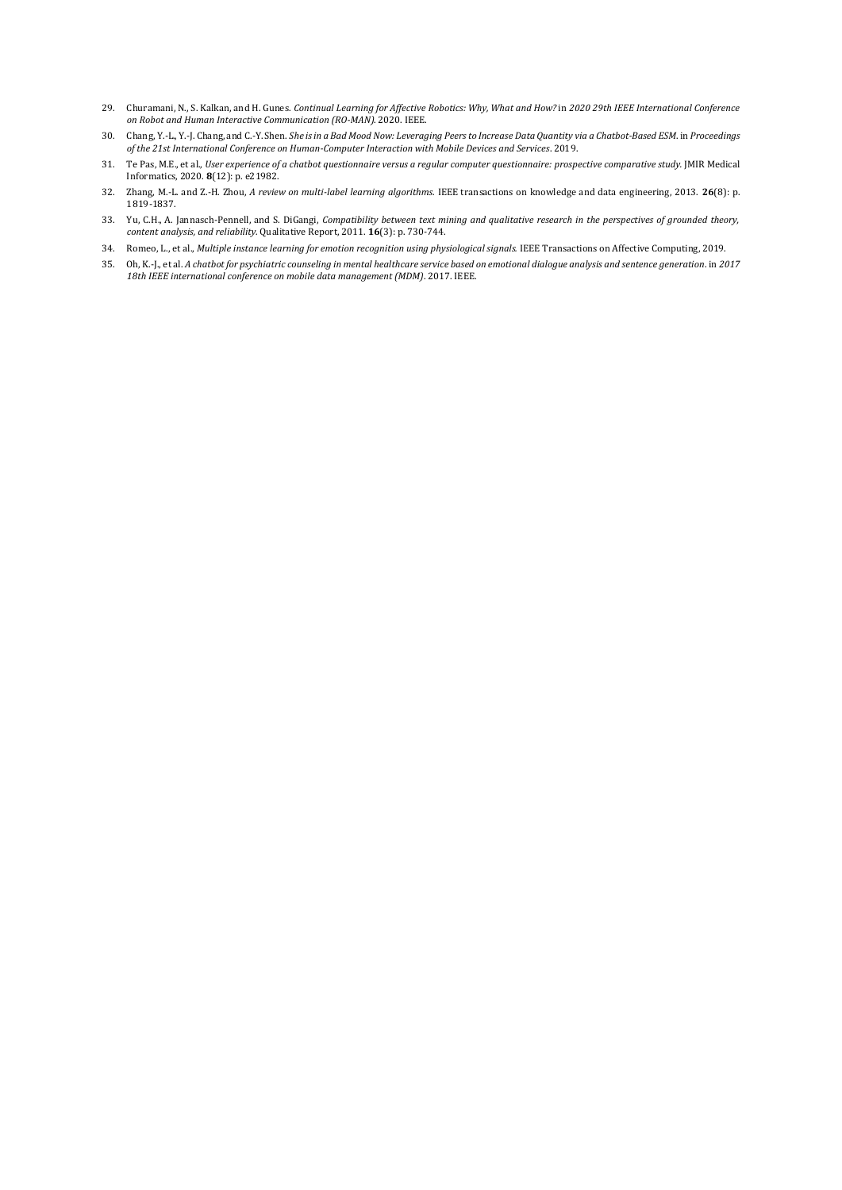29. Churamani, N., S. Kalkan, and H. Gunes. *Continual Learning for Affective Robotics: Why, What and How?* in *2020 29th IEEE International Conference on Robot and Human Interactive Communication (RO-MAN)*. 2020. IEEE.

30. Chang, Y.-L., Y.-J. Chang, and C.-Y. Shen. *She is in a Bad Mood Now: Leveraging Peers to Increase Data Quantity via a Chatbot-Based ESM*. in *Proceedings of the 21st International Conference on Human-Computer Interaction with Mobile Devices and Services*. 2019.

31. Te Pas, M.E., et al., *User experience of a chatbot questionnaire versus a regular computer questionnaire: prospective comparative study*. JMIR Medical Informatics, 2020. **8**(12): p. e21982.

32. Zhang, M.-L. and Z.-H. Zhou, *A review on multi-label learning algorithms*. IEEE transactions on knowledge and data engineering, 2013. **26**(8): p. 1819-1837.

33. Yu, C.H., A. Jannasch-Pennell, and S. DiGangi, *Compatibility between text mining and qualitative research in the perspectives of grounded theory, content analysis, and reliability*. Qualitative Report, 2011. **16**(3): p. 730-744.

34. Romeo, L., et al., *Multiple instance learning for emotion recognition using physiological signals*. IEEE Transactions on Affective Computing, 2019.

35. Oh, K.-J., et al. *A chatbot for psychiatric counseling in mental healthcare service based on emotional dialogue analysis and sentence generation*. in *2017 18th IEEE international conference on mobile data management (MDM)*. 2017. IEEE.